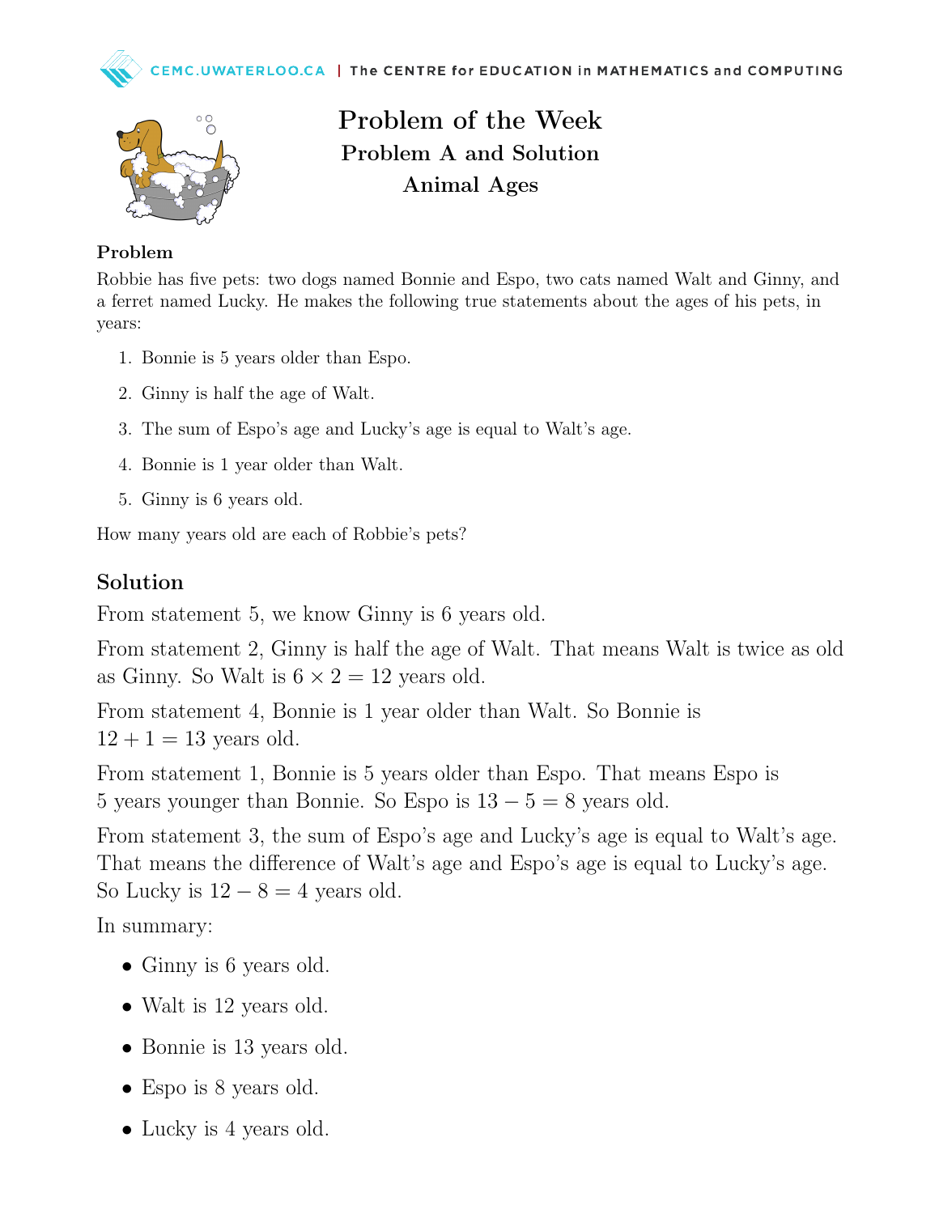# Problem of the Week

## Problem A and Solution

## Animal Ages

### Problem

Robbie has five pets: two dogs named Bonnie and Espo, two cats named Walt and Ginny, and a ferret named Lucky. He makes the following true statements about the ages of his pets, in years:

1. Bonnie is 5 years older than Espo.
2. Ginny is half the age of Walt.
3. The sum of Espo's age and Lucky's age is equal to Walt's age.
4. Bonnie is 1 year older than Walt.
5. Ginny is 6 years old.

How many years old are each of Robbie's pets?

## Solution

From statement 5, we know Ginny is 6 years old.

From statement 2, Ginny is half the age of Walt. That means Walt is twice as old as Ginny. So Walt is $6 \times 2 = 12$ years old.

From statement 4, Bonnie is 1 year older than Walt. So Bonnie is $12 + 1 = 13$ years old.

From statement 1, Bonnie is 5 years older than Espo. That means Espo is 5 years younger than Bonnie. So Espo is $13 - 5 = 8$ years old.

From statement 3, the sum of Espo's age and Lucky's age is equal to Walt's age. That means the difference of Walt's age and Espo's age is equal to Lucky's age. So Lucky is $12 - 8 = 4$ years old.

In summary:

- Ginny is 6 years old.
- Walt is 12 years old.
- Bonnie is 13 years old.
- Espo is 8 years old.
- Lucky is 4 years old.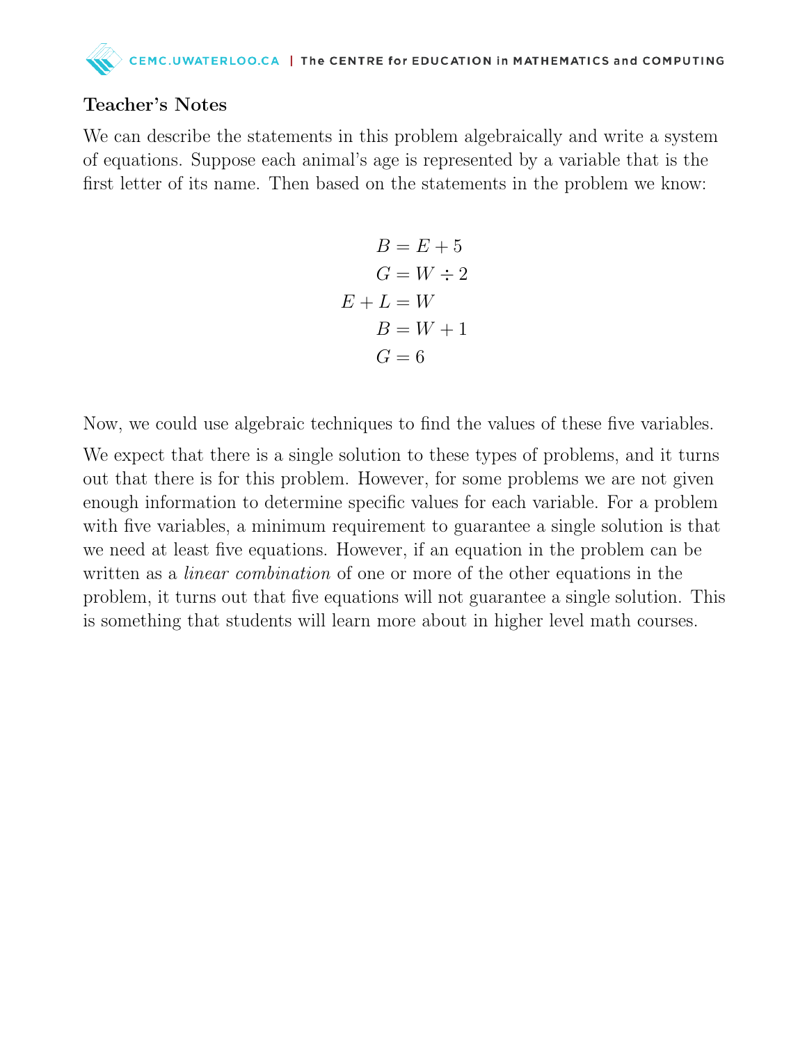**Teacher's Notes**

We can describe the statements in this problem algebraically and write a system of equations. Suppose each animal's age is represented by a variable that is the first letter of its name. Then based on the statements in the problem we know:

$$
\begin{aligned}
B &= E + 5 \\
G &= W \div 2 \\
E + L &= W \\
B &= W + 1 \\
G &= 6
\end{aligned}
$$

Now, we could use algebraic techniques to find the values of these five variables.

We expect that there is a single solution to these types of problems, and it turns out that there is for this problem. However, for some problems we are not given enough information to determine specific values for each variable. For a problem with five variables, a minimum requirement to guarantee a single solution is that we need at least five equations. However, if an equation in the problem can be written as a *linear combination* of one or more of the other equations in the problem, it turns out that five equations will not guarantee a single solution. This is something that students will learn more about in higher level math courses.